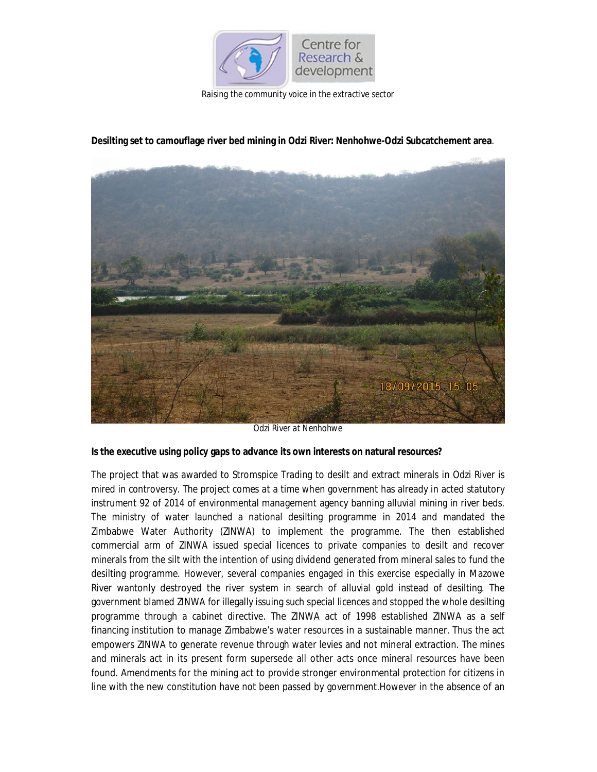Centre for Research & development

*Raising the community voice in the extractive sector*

**Desilting set to camouflage river bed mining in Odzi River: Nenhohwe-Odzi Subcatchement area**.

*Odzi River at Nenhohwe*

**Is the executive using policy gaps to advance its own interests on natural resources?**

The project that was awarded to Stromspice Trading to desilt and extract minerals in Odzi River is mired in controversy. The project comes at a time when government has already in acted statutory instrument 92 of 2014 of environmental management agency banning alluvial mining in river beds. The ministry of water launched a national desilting programme in 2014 and mandated the Zimbabwe Water Authority (ZINWA) to implement the programme. The then established commercial arm of ZINWA issued special licences to private companies to desilt and recover minerals from the silt with the intention of using dividend generated from mineral sales to fund the desilting programme. However, several companies engaged in this exercise especially in Mazowe River wantonly destroyed the river system in search of alluvial gold instead of desilting. The government blamed ZINWA for illegally issuing such special licences and stopped the whole desilting programme through a cabinet directive. The ZINWA act of 1998 established ZINWA as a self financing institution to manage Zimbabwe's water resources in a sustainable manner. Thus the act empowers ZINWA to generate revenue through water levies and not mineral extraction. The mines and minerals act in its present form supersede all other acts once mineral resources have been found. Amendments for the mining act to provide stronger environmental protection for citizens in line with the new constitution have not been passed by government.However in the absence of an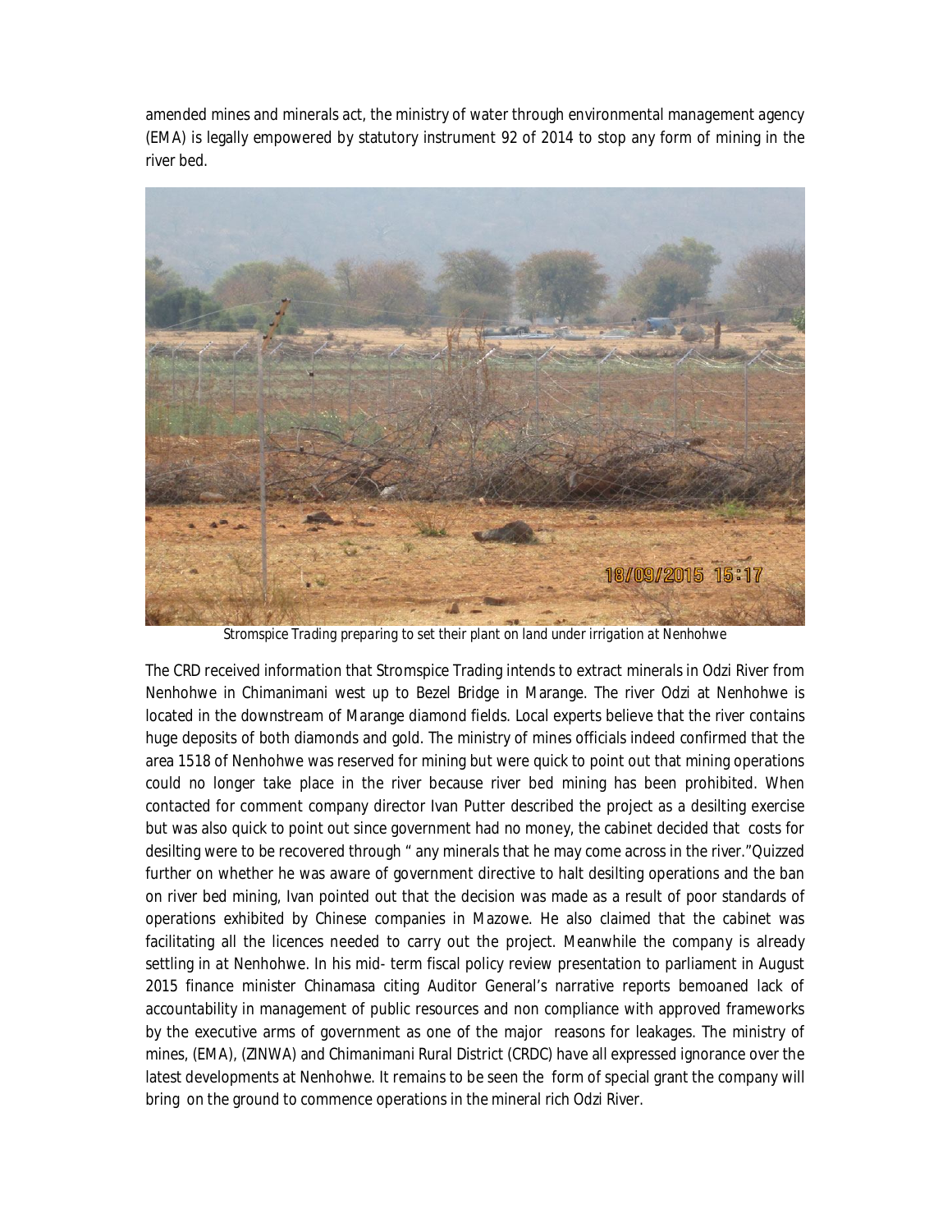amended mines and minerals act, the ministry of water through environmental management agency (EMA) is legally empowered by statutory instrument 92 of 2014 to stop any form of mining in the river bed.

*Stromspice Trading preparing to set their plant on land under irrigation at Nenhohwe*

The CRD received information that Stromspice Trading intends to extract minerals in Odzi River from Nenhohwe in Chimanimani west up to Bezel Bridge in Marange. The river Odzi at Nenhohwe is located in the downstream of Marange diamond fields. Local experts believe that the river contains huge deposits of both diamonds and gold. The ministry of mines officials indeed confirmed that the area 1518 of Nenhohwe was reserved for mining but were quick to point out that mining operations could no longer take place in the river because river bed mining has been prohibited. When contacted for comment company director Ivan Putter described the project as a desilting exercise but was also quick to point out since government had no money, the cabinet decided that costs for desilting were to be recovered through " any minerals that he may come across in the river."Quizzed further on whether he was aware of government directive to halt desilting operations and the ban on river bed mining, Ivan pointed out that the decision was made as a result of poor standards of operations exhibited by Chinese companies in Mazowe. He also claimed that the cabinet was facilitating all the licences needed to carry out the project. Meanwhile the company is already settling in at Nenhohwe. In his mid- term fiscal policy review presentation to parliament in August 2015 finance minister Chinamasa citing Auditor General's narrative reports bemoaned lack of accountability in management of public resources and non compliance with approved frameworks by the executive arms of government as one of the major reasons for leakages. The ministry of mines, (EMA), (ZINWA) and Chimanimani Rural District (CRDC) have all expressed ignorance over the latest developments at Nenhohwe. It remains to be seen the form of special grant the company will bring on the ground to commence operations in the mineral rich Odzi River.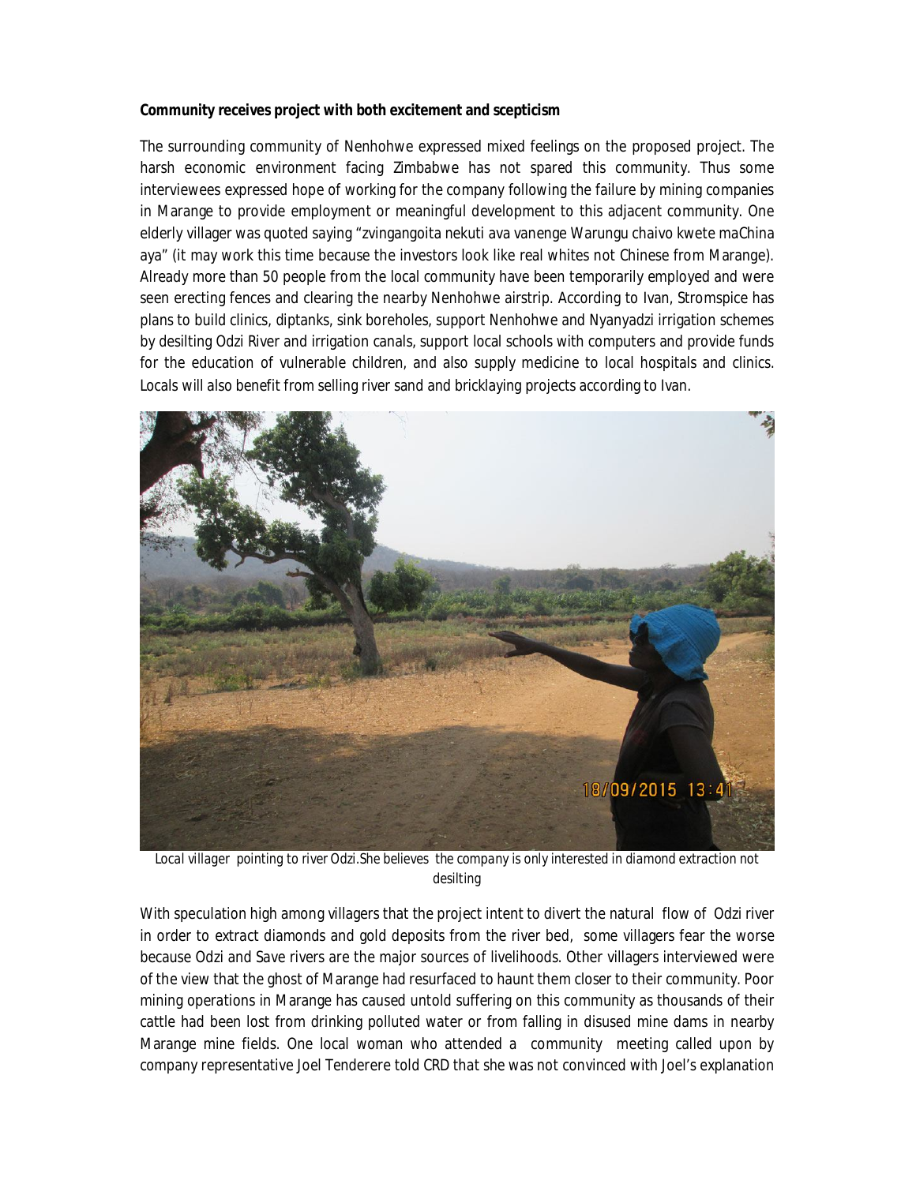**Community receives project with both excitement and scepticism**

The surrounding community of Nenhohwe expressed mixed feelings on the proposed project. The harsh economic environment facing Zimbabwe has not spared this community. Thus some interviewees expressed hope of working for the company following the failure by mining companies in Marange to provide employment or meaningful development to this adjacent community. One elderly villager was quoted saying "zvingangoita nekuti ava vanenge Warungu chaivo kwete maChina aya" (it may work this time because the investors look like real whites not Chinese from Marange). Already more than 50 people from the local community have been temporarily employed and were seen erecting fences and clearing the nearby Nenhohwe airstrip. According to Ivan, Stromspice has plans to build clinics, diptanks, sink boreholes, support Nenhohwe and Nyanyadzi irrigation schemes by desilting Odzi River and irrigation canals, support local schools with computers and provide funds for the education of vulnerable children, and also supply medicine to local hospitals and clinics. Locals will also benefit from selling river sand and bricklaying projects according to Ivan.

*Local villager pointing to river Odzi.She believes the company is only interested in diamond extraction not desilting*

With speculation high among villagers that the project intent to divert the natural flow of Odzi river in order to extract diamonds and gold deposits from the river bed, some villagers fear the worse because Odzi and Save rivers are the major sources of livelihoods. Other villagers interviewed were of the view that the ghost of Marange had resurfaced to haunt them closer to their community. Poor mining operations in Marange has caused untold suffering on this community as thousands of their cattle had been lost from drinking polluted water or from falling in disused mine dams in nearby Marange mine fields. One local woman who attended a community meeting called upon by company representative Joel Tenderere told CRD that she was not convinced with Joel's explanation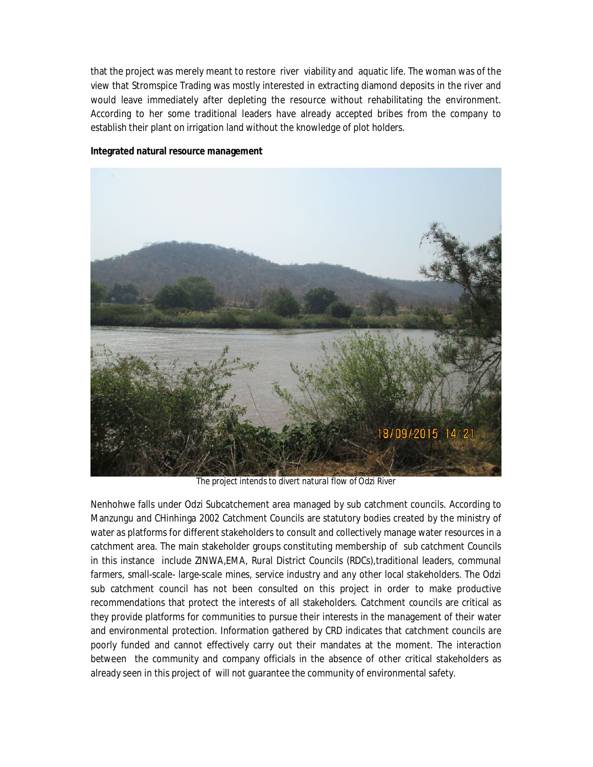that the project was merely meant to restore river viability and aquatic life. The woman was of the view that Stromspice Trading was mostly interested in extracting diamond deposits in the river and would leave immediately after depleting the resource without rehabilitating the environment. According to her some traditional leaders have already accepted bribes from the company to establish their plant on irrigation land without the knowledge of plot holders.

**Integrated natural resource management**

The project intends to divert natural flow of Odzi River

Nenhohwe falls under Odzi Subcatchement area managed by sub catchment councils. According to Manzungu and CHinhinga 2002 Catchment Councils are statutory bodies created by the ministry of water as platforms for different stakeholders to consult and collectively manage water resources in a catchment area. The main stakeholder groups constituting membership of sub catchment Councils in this instance include ZINWA,EMA, Rural District Councils (RDCs),traditional leaders, communal farmers, small-scale- large-scale mines, service industry and any other local stakeholders. The Odzi sub catchment council has not been consulted on this project in order to make productive recommendations that protect the interests of all stakeholders. Catchment councils are critical as they provide platforms for communities to pursue their interests in the management of their water and environmental protection. Information gathered by CRD indicates that catchment councils are poorly funded and cannot effectively carry out their mandates at the moment. The interaction between the community and company officials in the absence of other critical stakeholders as already seen in this project of will not guarantee the community of environmental safety.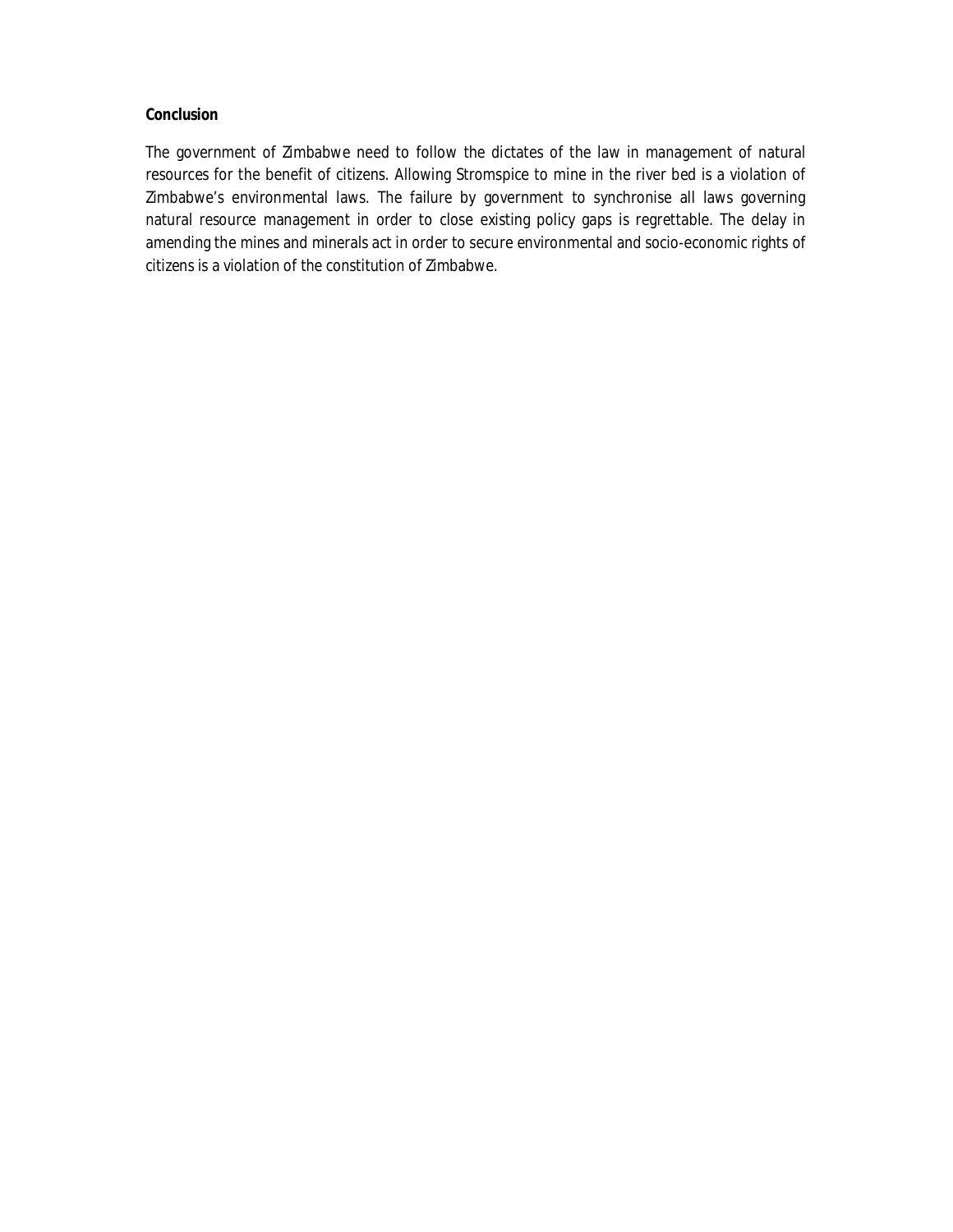**Conclusion**

The government of Zimbabwe need to follow the dictates of the law in management of natural resources for the benefit of citizens. Allowing Stromspice to mine in the river bed is a violation of Zimbabwe's environmental laws. The failure by government to synchronise all laws governing natural resource management in order to close existing policy gaps is regrettable. The delay in amending the mines and minerals act in order to secure environmental and socio-economic rights of citizens is a violation of the constitution of Zimbabwe.